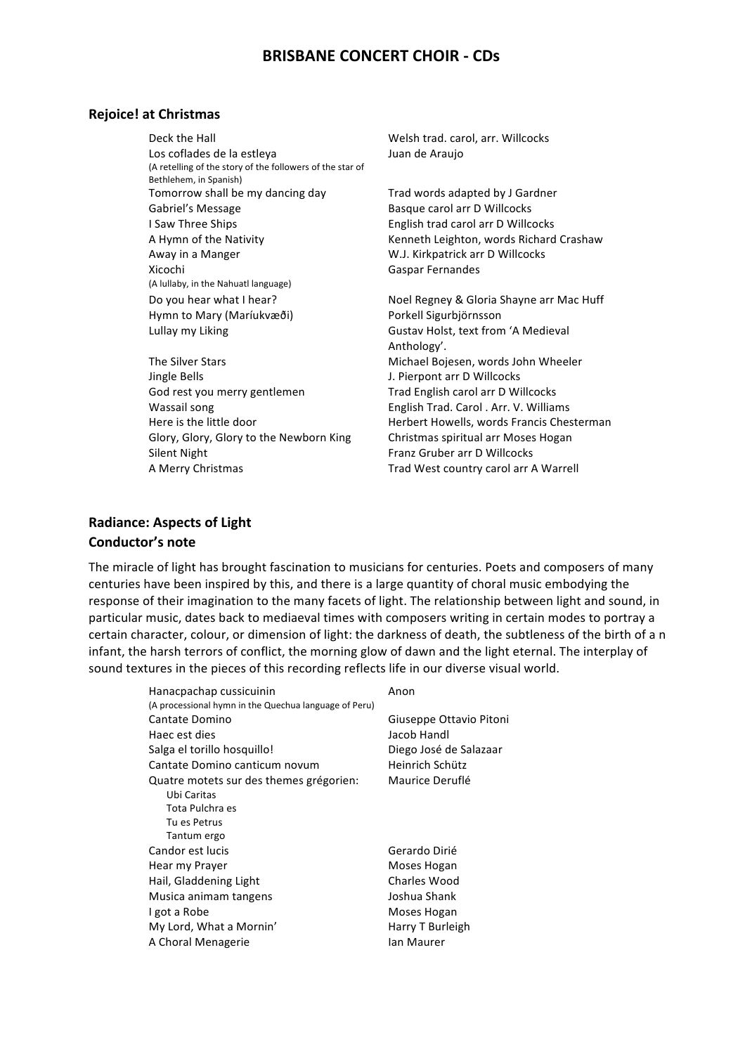# BRISBANE CONCERT CHOIR - CDs

## Rejoice! at Christmas

| Title | Composer / Arranger |
| --- | --- |
| Deck the Hall | Welsh trad. carol, arr. Willcocks |
| Los coflades de la estleya (A retelling of the story of the followers of the star of Bethlehem, in Spanish) | Juan de Araujo |
| Tomorrow shall be my dancing day | Trad words adapted by J Gardner |
| Gabriel's Message | Basque carol arr D Willcocks |
| I Saw Three Ships | English trad carol arr D Willcocks |
| A Hymn of the Nativity | Kenneth Leighton, words Richard Crashaw |
| Away in a Manger | W.J. Kirkpatrick arr D Willcocks |
| Xicochi (A lullaby, in the Nahuatl language) | Gaspar Fernandes |
| Do you hear what I hear? | Noel Regney & Gloria Shayne arr Mac Huff |
| Hymn to Mary (Maríukvæði) | Þorkell Sigurbjörnsson |
| Lullay my Liking | Gustav Holst, text from 'A Medieval Anthology'. |
| The Silver Stars | Michael Bojesen, words John Wheeler |
| Jingle Bells | J. Pierpont arr D Willcocks |
| God rest you merry gentlemen | Trad English carol arr D Willcocks |
| Wassail song | English Trad. Carol . Arr. V. Williams |
| Here is the little door | Herbert Howells, words Francis Chesterman |
| Glory, Glory, Glory to the Newborn King | Christmas spiritual arr Moses Hogan |
| Silent Night | Franz Gruber arr D Willcocks |
| A Merry Christmas | Trad West country carol arr A Warrell |

## Radiance: Aspects of Light

### Conductor's note

The miracle of light has brought fascination to musicians for centuries. Poets and composers of many centuries have been inspired by this, and there is a large quantity of choral music embodying the response of their imagination to the many facets of light. The relationship between light and sound, in particular music, dates back to mediaeval times with composers writing in certain modes to portray a certain character, colour, or dimension of light: the darkness of death, the subtleness of the birth of a n infant, the harsh terrors of conflict, the morning glow of dawn and the light eternal. The interplay of sound textures in the pieces of this recording reflects life in our diverse visual world.

| Title | Composer |
| --- | --- |
| Hanacpachap cussicuinin (A processional hymn in the Quechua language of Peru) | Anon |
| Cantate Domino | Giuseppe Ottavio Pitoni |
| Haec est dies | Jacob Handl |
| Salga el torillo hosquillo! | Diego José de Salazaar |
| Cantate Domino canticum novum | Heinrich Schütz |
| Quatre motets sur des themes grégorien: Ubi Caritas; Tota Pulchra es; Tu es Petrus; Tantum ergo | Maurice Deruflé |
| Candor est lucis | Gerardo Dirié |
| Hear my Prayer | Moses Hogan |
| Hail, Gladdening Light | Charles Wood |
| Musica animam tangens | Joshua Shank |
| I got a Robe | Moses Hogan |
| My Lord, What a Mornin' | Harry T Burleigh |
| A Choral Menagerie | Ian Maurer |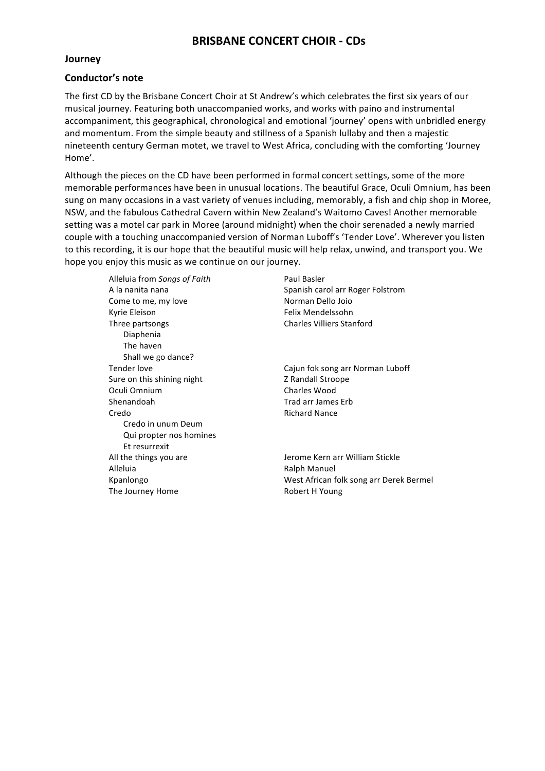# BRISBANE CONCERT CHOIR - CDs

### Journey

### Conductor's note

The first CD by the Brisbane Concert Choir at St Andrew's which celebrates the first six years of our musical journey. Featuring both unaccompanied works, and works with paino and instrumental accompaniment, this geographical, chronological and emotional 'journey' opens with unbridled energy and momentum. From the simple beauty and stillness of a Spanish lullaby and then a majestic nineteenth century German motet, we travel to West Africa, concluding with the comforting 'Journey Home'.

Although the pieces on the CD have been performed in formal concert settings, some of the more memorable performances have been in unusual locations. The beautiful Grace, Oculi Omnium, has been sung on many occasions in a vast variety of venues including, memorably, a fish and chip shop in Moree, NSW, and the fabulous Cathedral Cavern within New Zealand's Waitomo Caves! Another memorable setting was a motel car park in Moree (around midnight) when the choir serenaded a newly married couple with a touching unaccompanied version of Norman Luboff's 'Tender Love'. Wherever you listen to this recording, it is our hope that the beautiful music will help relax, unwind, and transport you. We hope you enjoy this music as we continue on our journey.

| | |
|---|---|
| Alleluia from *Songs of Faith* | Paul Basler |
| A la nanita nana | Spanish carol arr Roger Folstrom |
| Come to me, my love | Norman Dello Joio |
| Kyrie Eleison | Felix Mendelssohn |
| Three partsongs | Charles Villiers Stanford |
| Diaphenia | |
| The haven | |
| Shall we go dance? | |
| Tender love | Cajun fok song arr Norman Luboff |
| Sure on this shining night | Z Randall Stroope |
| Oculi Omnium | Charles Wood |
| Shenandoah | Trad arr James Erb |
| Credo | Richard Nance |
| Credo in unum Deum | |
| Qui propter nos homines | |
| Et resurrexit | |
| All the things you are | Jerome Kern arr William Stickle |
| Alleluia | Ralph Manuel |
| Kpanlongo | West African folk song arr Derek Bermel |
| The Journey Home | Robert H Young |